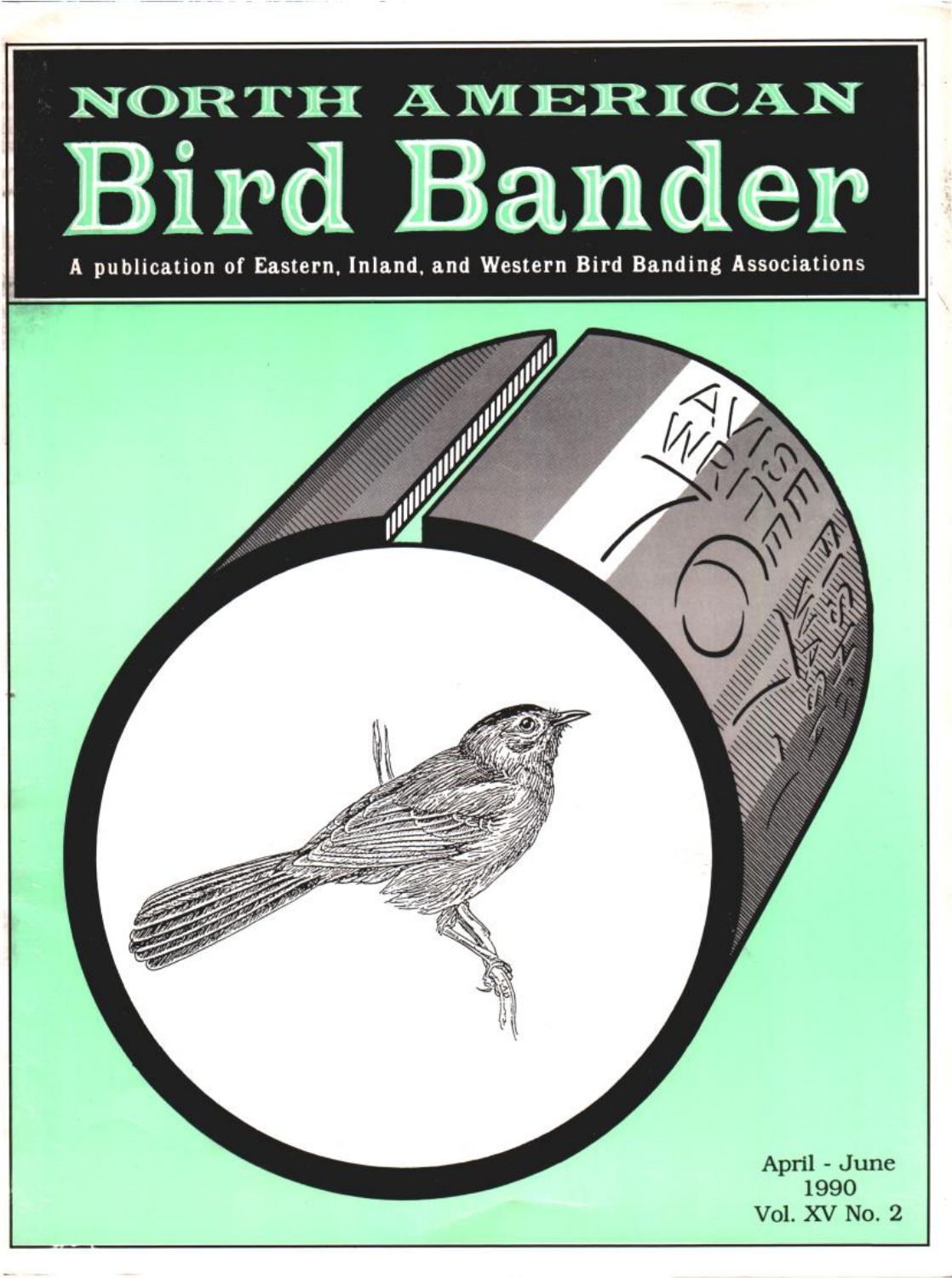# NORTH AMERICAN Bird Bander

A publication of Eastern, Inland, and Western Bird Banding Associations

April - June
1990
Vol. XV No. 2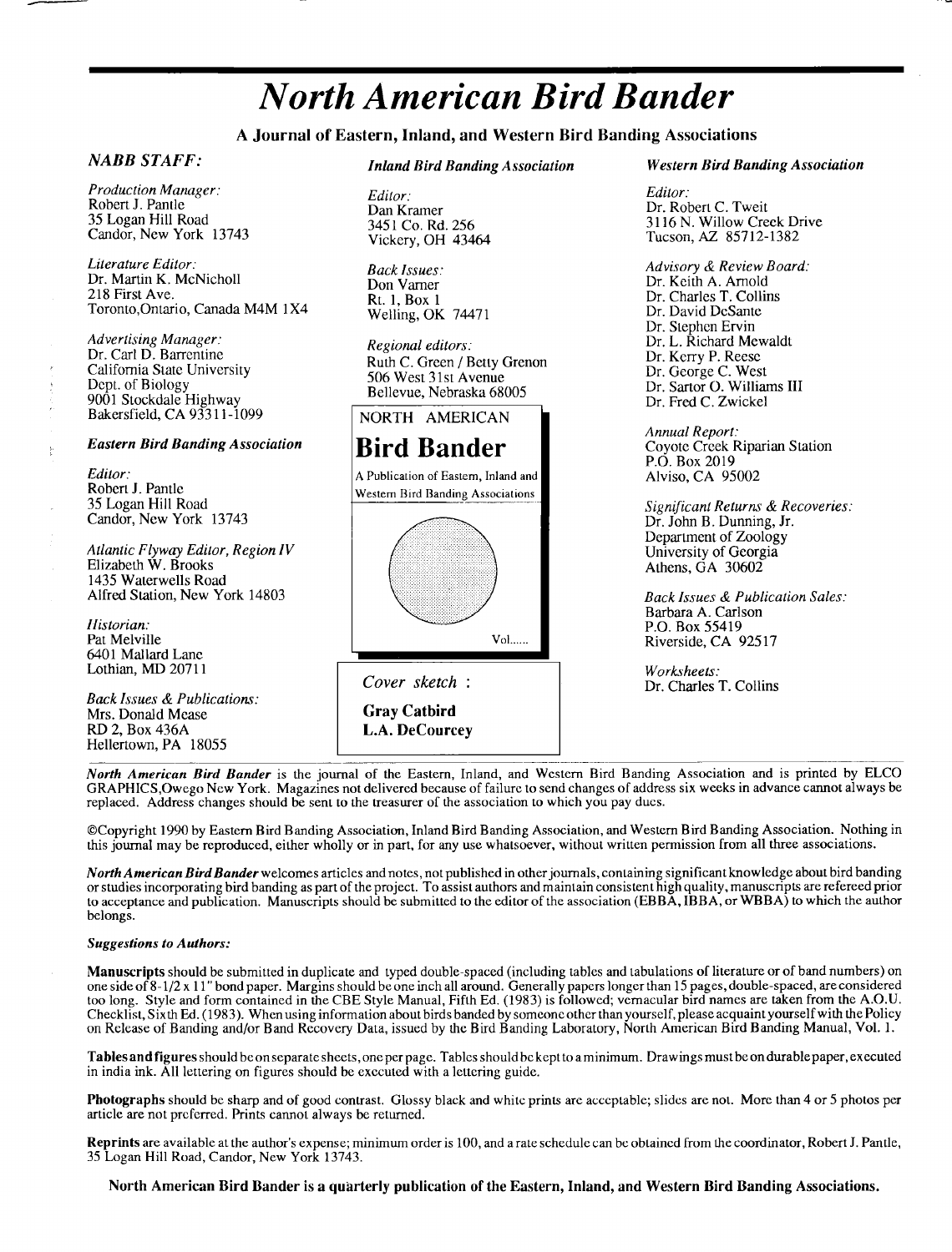# North American Bird Bander

**A Journal of Eastern, Inland, and Western Bird Banding Associations**

## NABB STAFF:

*Production Manager:*
Robert J. Pantle
35 Logan Hill Road
Candor, New York 13743

*Literature Editor:*
Dr. Martin K. McNicholl
218 First Ave.
Toronto,Ontario, Canada M4M 1X4

*Advertising Manager:*
Dr. Carl D. Barrentine
California State University
Dept. of Biology
9001 Stockdale Highway
Bakersfield, CA 93311-1099

### Eastern Bird Banding Association

*Editor:*
Robert J. Pantle
35 Logan Hill Road
Candor, New York 13743

*Atlantic Flyway Editor, Region IV*
Elizabeth W. Brooks
1435 Waterwells Road
Alfred Station, New York 14803

*Historian:*
Pat Melville
6401 Mallard Lane
Lothian, MD 20711

*Back Issues & Publications:*
Mrs. Donald Mease
RD 2, Box 436A
Hellertown, PA 18055

### Inland Bird Banding Association

*Editor:*
Dan Kramer
3451 Co. Rd. 256
Vickery, OH 43464

*Back Issues:*
Don Varner
Rt. 1, Box 1
Welling, OK 74471

*Regional editors:*
Ruth C. Green / Betty Grenon
506 West 31st Avenue
Bellevue, Nebraska 68005

NORTH AMERICAN

**Bird Bander**

A Publication of Eastern, Inland and Western Bird Banding Associations

Vol......

*Cover sketch :*

**Gray Catbird**
**L.A. DeCourcey**

### Western Bird Banding Association

*Editor:*
Dr. Robert C. Tweit
3116 N. Willow Creek Drive
Tucson, AZ 85712-1382

*Advisory & Review Board:*
Dr. Keith A. Arnold
Dr. Charles T. Collins
Dr. David DeSante
Dr. Stephen Ervin
Dr. L. Richard Mewaldt
Dr. Kerry P. Reese
Dr. George C. West
Dr. Sartor O. Williams III
Dr. Fred C. Zwickel

*Annual Report:*
Coyote Creek Riparian Station
P.O. Box 2019
Alviso, CA 95002

*Significant Returns & Recoveries:*
Dr. John B. Dunning, Jr.
Department of Zoology
University of Georgia
Athens, GA 30602

*Back Issues & Publication Sales:*
Barbara A. Carlson
P.O. Box 55419
Riverside, CA 92517

*Worksheets:*
Dr. Charles T. Collins

---

***North American Bird Bander*** is the journal of the Eastern, Inland, and Western Bird Banding Association and is printed by ELCO GRAPHICS,Owego New York. Magazines not delivered because of failure to send changes of address six weeks in advance cannot always be replaced. Address changes should be sent to the treasurer of the association to which you pay dues.

©Copyright 1990 by Eastern Bird Banding Association, Inland Bird Banding Association, and Western Bird Banding Association. Nothing in this journal may be reproduced, either wholly or in part, for any use whatsoever, without written permission from all three associations.

***North American Bird Bander*** welcomes articles and notes, not published in other journals, containing significant knowledge about bird banding or studies incorporating bird banding as part of the project. To assist authors and maintain consistent high quality, manuscripts are refereed prior to acceptance and publication. Manuscripts should be submitted to the editor of the association (EBBA, IBBA, or WBBA) to which the author belongs.

***Suggestions to Authors:***

**Manuscripts** should be submitted in duplicate and typed double-spaced (including tables and tabulations of literature or of band numbers) on one side of 8-1/2 x 11" bond paper. Margins should be one inch all around. Generally papers longer than 15 pages, double-spaced, are considered too long. Style and form contained in the CBE Style Manual, Fifth Ed. (1983) is followed; vernacular bird names are taken from the A.O.U. Checklist, Sixth Ed. (1983). When using information about birds banded by someone other than yourself, please acquaint yourself with the Policy on Release of Banding and/or Band Recovery Data, issued by the Bird Banding Laboratory, North American Bird Banding Manual, Vol. 1.

**Tables and figures** should be on separate sheets, one per page. Tables should be kept to a minimum. Drawings must be on durable paper, executed in india ink. All lettering on figures should be executed with a lettering guide.

**Photographs** should be sharp and of good contrast. Glossy black and white prints are acceptable; slides are not. More than 4 or 5 photos per article are not preferred. Prints cannot always be returned.

**Reprints** are available at the author's expense; minimum order is 100, and a rate schedule can be obtained from the coordinator, Robert J. Pantle, 35 Logan Hill Road, Candor, New York 13743.

**North American Bird Bander is a quarterly publication of the Eastern, Inland, and Western Bird Banding Associations.**